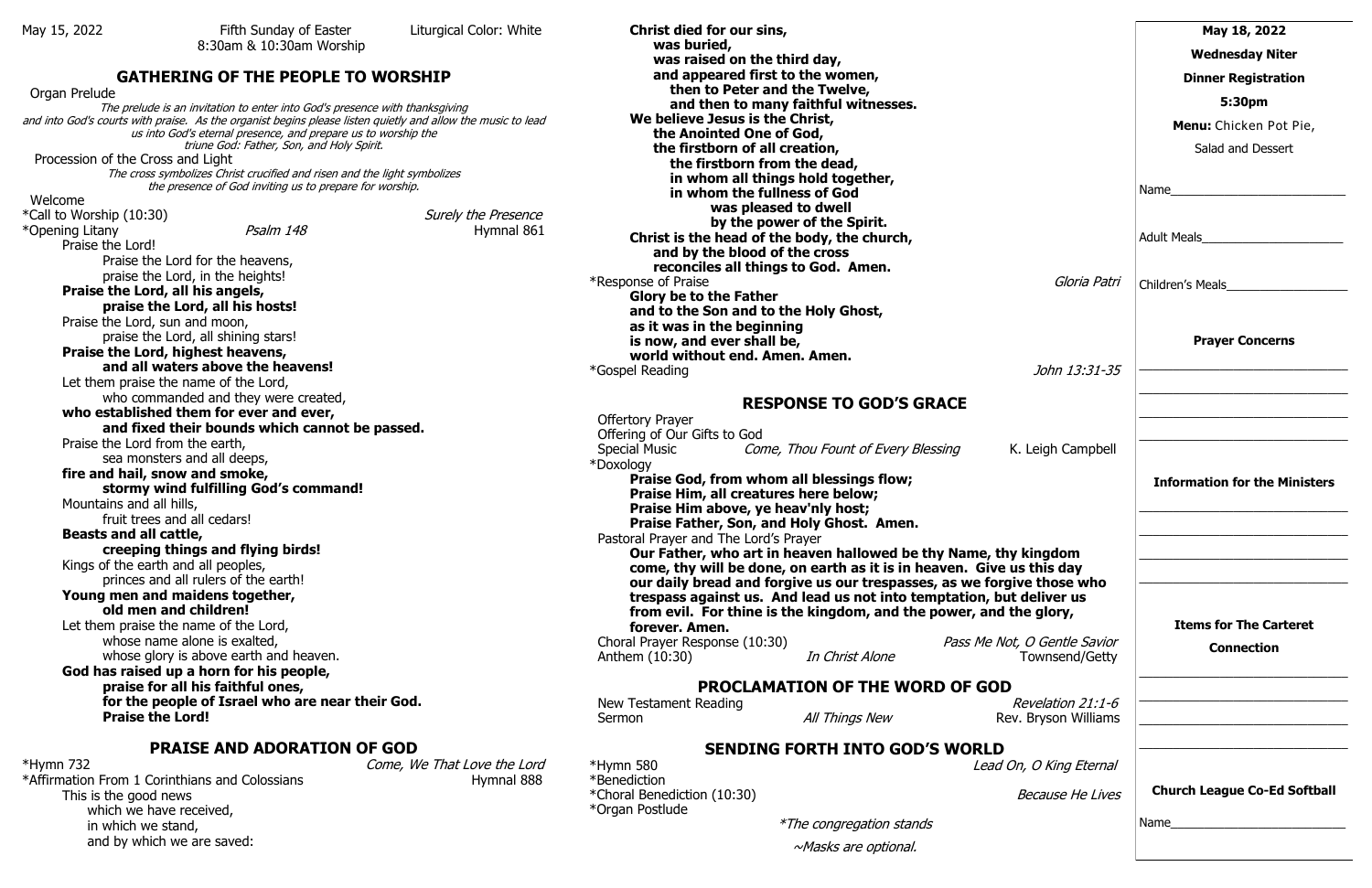May 15, 2022 | Fifth Sunday of Easter | Liturgical Color: White
8:30am & 10:30am Worship

## GATHERING OF THE PEOPLE TO WORSHIP

Organ Prelude

*The prelude is an invitation to enter into God's presence with thanksgiving and into God's courts with praise. As the organist begins please listen quietly and allow the music to lead us into God's eternal presence, and prepare us to worship the triune God: Father, Son, and Holy Spirit.*

Procession of the Cross and Light

*The cross symbolizes Christ crucified and risen and the light symbolizes the presence of God inviting us to prepare for worship.*

Welcome

*Call to Worship (10:30) — *Surely the Presence*

*Opening Litany — *Psalm 148* — Hymnal 861

Praise the Lord!
Praise the Lord for the heavens,
praise the Lord, in the heights!
**Praise the Lord, all his angels,**
**praise the Lord, all his hosts!**
Praise the Lord, sun and moon,
praise the Lord, all shining stars!
**Praise the Lord, highest heavens,**
**and all waters above the heavens!**
Let them praise the name of the Lord,
who commanded and they were created,
**who established them for ever and ever,**
**and fixed their bounds which cannot be passed.**
Praise the Lord from the earth,
sea monsters and all deeps,
**fire and hail, snow and smoke,**
**stormy wind fulfilling God's command!**
Mountains and all hills,
fruit trees and all cedars!
**Beasts and all cattle,**
**creeping things and flying birds!**
Kings of the earth and all peoples,
princes and all rulers of the earth!
**Young men and maidens together,**
**old men and children!**
Let them praise the name of the Lord,
whose name alone is exalted,
whose glory is above earth and heaven.
**God has raised up a horn for his people,**
**praise for all his faithful ones,**
**for the people of Israel who are near their God.**
**Praise the Lord!**

## PRAISE AND ADORATION OF GOD

*Hymn 732 — *Come, We That Love the Lord*

*Affirmation From 1 Corinthians and Colossians — Hymnal 888

This is the good news
which we have received,
in which we stand,
and by which we are saved:
**Christ died for our sins,**
**was buried,**
**was raised on the third day,**
**and appeared first to the women,**
**then to Peter and the Twelve,**
**and then to many faithful witnesses.**
**We believe Jesus is the Christ,**
**the Anointed One of God,**
**the firstborn of all creation,**
**the firstborn from the dead,**
**in whom all things hold together,**
**in whom the fullness of God**
**was pleased to dwell**
**by the power of the Spirit.**
**Christ is the head of the body, the church,**
**and by the blood of the cross**
**reconciles all things to God. Amen.**

*Response of Praise — *Gloria Patri*

**Glory be to the Father**
**and to the Son and to the Holy Ghost,**
**as it was in the beginning**
**is now, and ever shall be,**
**world without end. Amen. Amen.**

*Gospel Reading — *John 13:31-35*

## RESPONSE TO GOD'S GRACE

Offertory Prayer

Offering of Our Gifts to God

Special Music — *Come, Thou Fount of Every Blessing* — K. Leigh Campbell

*Doxology

**Praise God, from whom all blessings flow;**
**Praise Him, all creatures here below;**
**Praise Him above, ye heav'nly host;**
**Praise Father, Son, and Holy Ghost. Amen.**

Pastoral Prayer and The Lord's Prayer

**Our Father, who art in heaven hallowed be thy Name, thy kingdom come, thy will be done, on earth as it is in heaven. Give us this day our daily bread and forgive us our trespasses, as we forgive those who trespass against us. And lead us not into temptation, but deliver us from evil. For thine is the kingdom, and the power, and the glory, forever. Amen.**

Choral Prayer Response (10:30) — *Pass Me Not, O Gentle Savior*

Anthem (10:30) — *In Christ Alone* — Townsend/Getty

## PROCLAMATION OF THE WORD OF GOD

New Testament Reading — *Revelation 21:1-6*

Sermon — *All Things New* — Rev. Bryson Williams

## SENDING FORTH INTO GOD'S WORLD

*Hymn 580 — *Lead On, O King Eternal*

*Benediction

*Choral Benediction (10:30) — *Because He Lives*

*Organ Postlude

*\*The congregation stands*

*~Masks are optional.*

---

**May 18, 2022**

**Wednesday Niter**

**Dinner Registration**

**5:30pm**

**Menu:** Chicken Pot Pie, Salad and Dessert

Name________________________

Adult Meals____________________

Children's Meals_________________

**Prayer Concerns**

____________________________
____________________________
____________________________
____________________________

**Information for the Ministers**

____________________________
____________________________
____________________________
____________________________

**Items for The Carteret Connection**

____________________________
____________________________
____________________________
____________________________

**Church League Co-Ed Softball**

Name________________________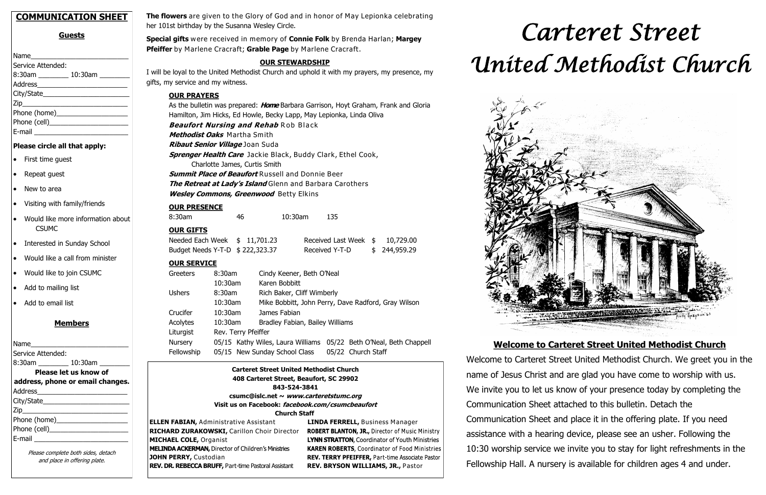## COMMUNICATION SHEET

### Guests

Name\_\_\_\_\_\_\_\_\_\_\_\_\_\_\_\_\_\_\_\_\_\_\_\_\_

Service Attended:

8:30am \_\_\_\_\_\_\_\_ 10:30am \_\_\_\_\_\_\_\_

Address\_\_\_\_\_\_\_\_\_\_\_\_\_\_\_\_\_\_\_\_\_\_\_

City/State\_\_\_\_\_\_\_\_\_\_\_\_\_\_\_\_\_\_\_\_\_\_

Zip\_\_\_\_\_\_\_\_\_\_\_\_\_\_\_\_\_\_\_\_\_\_\_\_\_\_

Phone (home)\_\_\_\_\_\_\_\_\_\_\_\_\_\_\_\_\_\_

Phone (cell)\_\_\_\_\_\_\_\_\_\_\_\_\_\_\_\_\_\_\_\_

E-mail \_\_\_\_\_\_\_\_\_\_\_\_\_\_\_\_\_\_\_\_\_\_\_\_

**Please circle all that apply:**

- First time guest
- Repeat guest
- New to area
- Visiting with family/friends
- Would like more information about CSUMC
- Interested in Sunday School
- Would like a call from minister
- Would like to join CSUMC
- Add to mailing list
- Add to email list

### Members

Name\_\_\_\_\_\_\_\_\_\_\_\_\_\_\_\_\_\_\_\_\_\_\_\_\_

Service Attended:

8:30am \_\_\_\_\_\_\_\_ 10:30am \_\_\_\_\_\_\_\_

**Please let us know of address, phone or email changes.**

Address\_\_\_\_\_\_\_\_\_\_\_\_\_\_\_\_\_\_\_\_\_\_\_

City/State\_\_\_\_\_\_\_\_\_\_\_\_\_\_\_\_\_\_\_\_\_\_

Zip\_\_\_\_\_\_\_\_\_\_\_\_\_\_\_\_\_\_\_\_\_\_\_\_\_\_

Phone (home)\_\_\_\_\_\_\_\_\_\_\_\_\_\_\_\_\_\_

Phone (cell)\_\_\_\_\_\_\_\_\_\_\_\_\_\_\_\_\_\_\_\_

E-mail \_\_\_\_\_\_\_\_\_\_\_\_\_\_\_\_\_\_\_\_\_\_\_\_

*Please complete both sides, detach and place in offering plate.*

**The flowers** are given to the Glory of God and in honor of May Lepionka celebrating her 101st birthday by the Susanna Wesley Circle.

**Special gifts** were received in memory of **Connie Folk** by Brenda Harlan; **Margey Pfeiffer** by Marlene Cracraft; **Grable Page** by Marlene Cracraft.

### OUR STEWARDSHIP

I will be loyal to the United Methodist Church and uphold it with my prayers, my presence, my gifts, my service and my witness.

**OUR PRAYERS**

As the bulletin was prepared: ***Home*** Barbara Garrison, Hoyt Graham, Frank and Gloria Hamilton, Jim Hicks, Ed Howle, Becky Lapp, May Lepionka, Linda Oliva

***Beaufort Nursing and Rehab*** Rob Black

***Methodist Oaks*** Martha Smith

***Ribaut Senior Village*** Joan Suda

***Sprenger Health Care*** Jackie Black, Buddy Clark, Ethel Cook, Charlotte James, Curtis Smith

***Summit Place of Beaufort*** Russell and Donnie Beer

***The Retreat at Lady's Island*** Glenn and Barbara Carothers

***Wesley Commons, Greenwood*** Betty Elkins

**OUR PRESENCE**

| | | | |
|---|---|---|---|
| 8:30am | 46 | 10:30am | 135 |

**OUR GIFTS**

| | | | |
|---|---|---|---|
| Needed Each Week | $ 11,701.23 | Received Last Week | $ 10,729.00 |
| Budget Needs Y-T-D | $ 222,323.37 | Received Y-T-D | $ 244,959.29 |

**OUR SERVICE**

| | | |
|---|---|---|
| Greeters | 8:30am | Cindy Keener, Beth O'Neal |
| | 10:30am | Karen Bobbitt |
| Ushers | 8:30am | Rich Baker, Cliff Wimberly |
| | 10:30am | Mike Bobbitt, John Perry, Dave Radford, Gray Wilson |
| Crucifer | 10:30am | James Fabian |
| Acolytes | 10:30am | Bradley Fabian, Bailey Williams |
| Liturgist | Rev. Terry Pfeiffer | |
| Nursery | 05/15 Kathy Wiles, Laura Williams | 05/22 Beth O'Neal, Beth Chappell |
| Fellowship | 05/15 New Sunday School Class | 05/22 Church Staff |

**Carteret Street United Methodist Church**
**408 Carteret Street, Beaufort, SC 29902**
**843-524-3841**
**csumc@islc.net ~ *www.carteretstumc.org***
**Visit us on Facebook: *facebook.com/csumcbeaufort***

**Church Staff**

**ELLEN FABIAN,** Administrative Assistant
**RICHARD ZURAKOWSKI,** Carillon Choir Director
**MICHAEL COLE,** Organist
**MELINDA ACKERMAN,** Director of Children's Ministries
**JOHN PERRY,** Custodian
**REV. DR. REBECCA BRUFF,** Part-time Pastoral Assistant
**LINDA FERRELL,** Business Manager
**ROBERT BLANTON, JR.,** Director of Music Ministry
**LYNN STRATTON**, Coordinator of Youth Ministries
**KAREN ROBERTS**, Coordinator of Food Ministries
**REV. TERRY PFEIFFER,** Part-time Associate Pastor
**REV. BRYSON WILLIAMS, JR.,** Pastor

# *Carteret Street United Methodist Church*

## Welcome to Carteret Street United Methodist Church

Welcome to Carteret Street United Methodist Church. We greet you in the name of Jesus Christ and are glad you have come to worship with us. We invite you to let us know of your presence today by completing the Communication Sheet attached to this bulletin. Detach the Communication Sheet and place it in the offering plate. If you need assistance with a hearing device, please see an usher. Following the 10:30 worship service we invite you to stay for light refreshments in the Fellowship Hall. A nursery is available for children ages 4 and under.